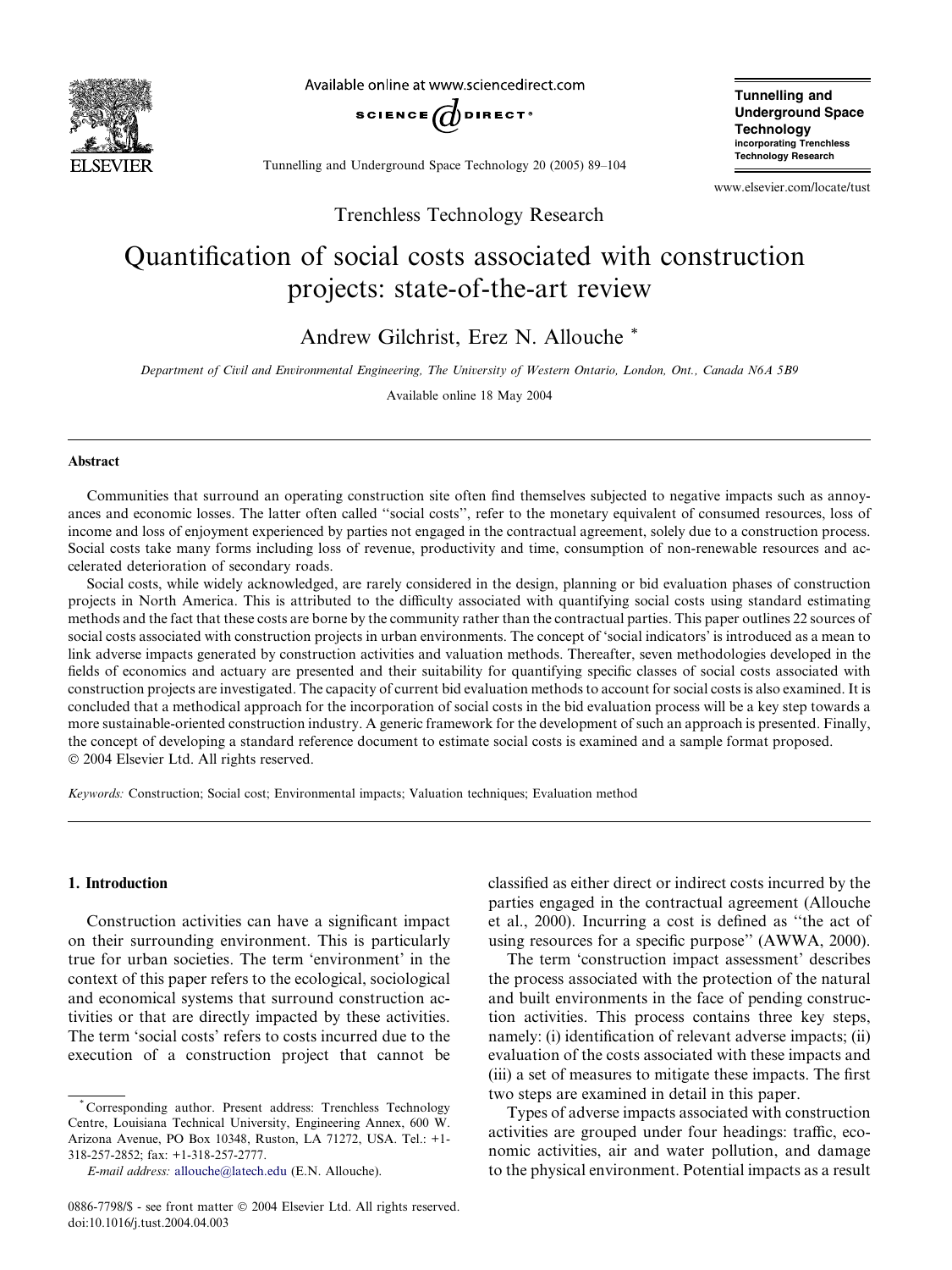Trenchless Technology Research

# Quantification of social costs associated with construction projects: state-of-the-art review

Andrew Gilchrist, Erez N. Allouche *

*Department of Civil and Environmental Engineering, The University of Western Ontario, London, Ont., Canada N6A 5B9*

Available online 18 May 2004

## Abstract

Communities that surround an operating construction site often find themselves subjected to negative impacts such as annoyances and economic losses. The latter often called ''social costs'', refer to the monetary equivalent of consumed resources, loss of income and loss of enjoyment experienced by parties not engaged in the contractual agreement, solely due to a construction process. Social costs take many forms including loss of revenue, productivity and time, consumption of non-renewable resources and accelerated deterioration of secondary roads.

Social costs, while widely acknowledged, are rarely considered in the design, planning or bid evaluation phases of construction projects in North America. This is attributed to the difficulty associated with quantifying social costs using standard estimating methods and the fact that these costs are borne by the community rather than the contractual parties. This paper outlines 22 sources of social costs associated with construction projects in urban environments. The concept of 'social indicators' is introduced as a mean to link adverse impacts generated by construction activities and valuation methods. Thereafter, seven methodologies developed in the fields of economics and actuary are presented and their suitability for quantifying specific classes of social costs associated with construction projects are investigated. The capacity of current bid evaluation methods to account for social costs is also examined. It is concluded that a methodical approach for the incorporation of social costs in the bid evaluation process will be a key step towards a more sustainable-oriented construction industry. A generic framework for the development of such an approach is presented. Finally, the concept of developing a standard reference document to estimate social costs is examined and a sample format proposed.
© 2004 Elsevier Ltd. All rights reserved.

*Keywords:* Construction; Social cost; Environmental impacts; Valuation techniques; Evaluation method

## 1. Introduction

Construction activities can have a significant impact on their surrounding environment. This is particularly true for urban societies. The term 'environment' in the context of this paper refers to the ecological, sociological and economical systems that surround construction activities or that are directly impacted by these activities. The term 'social costs' refers to costs incurred due to the execution of a construction project that cannot be classified as either direct or indirect costs incurred by the parties engaged in the contractual agreement (Allouche et al., 2000). Incurring a cost is defined as ''the act of using resources for a specific purpose'' (AWWA, 2000).

The term 'construction impact assessment' describes the process associated with the protection of the natural and built environments in the face of pending construction activities. This process contains three key steps, namely: (i) identification of relevant adverse impacts; (ii) evaluation of the costs associated with these impacts and (iii) a set of measures to mitigate these impacts. The first two steps are examined in detail in this paper.

Types of adverse impacts associated with construction activities are grouped under four headings: traffic, economic activities, air and water pollution, and damage to the physical environment. Potential impacts as a result

---

* Corresponding author. Present address: Trenchless Technology Centre, Louisiana Technical University, Engineering Annex, 600 W. Arizona Avenue, PO Box 10348, Ruston, LA 71272, USA. Tel.: +1-318-257-2852; fax: +1-318-257-2777.

*E-mail address:* allouche@latech.edu (E.N. Allouche).

0886-7798/$ - see front matter © 2004 Elsevier Ltd. All rights reserved.
doi:10.1016/j.tust.2004.04.003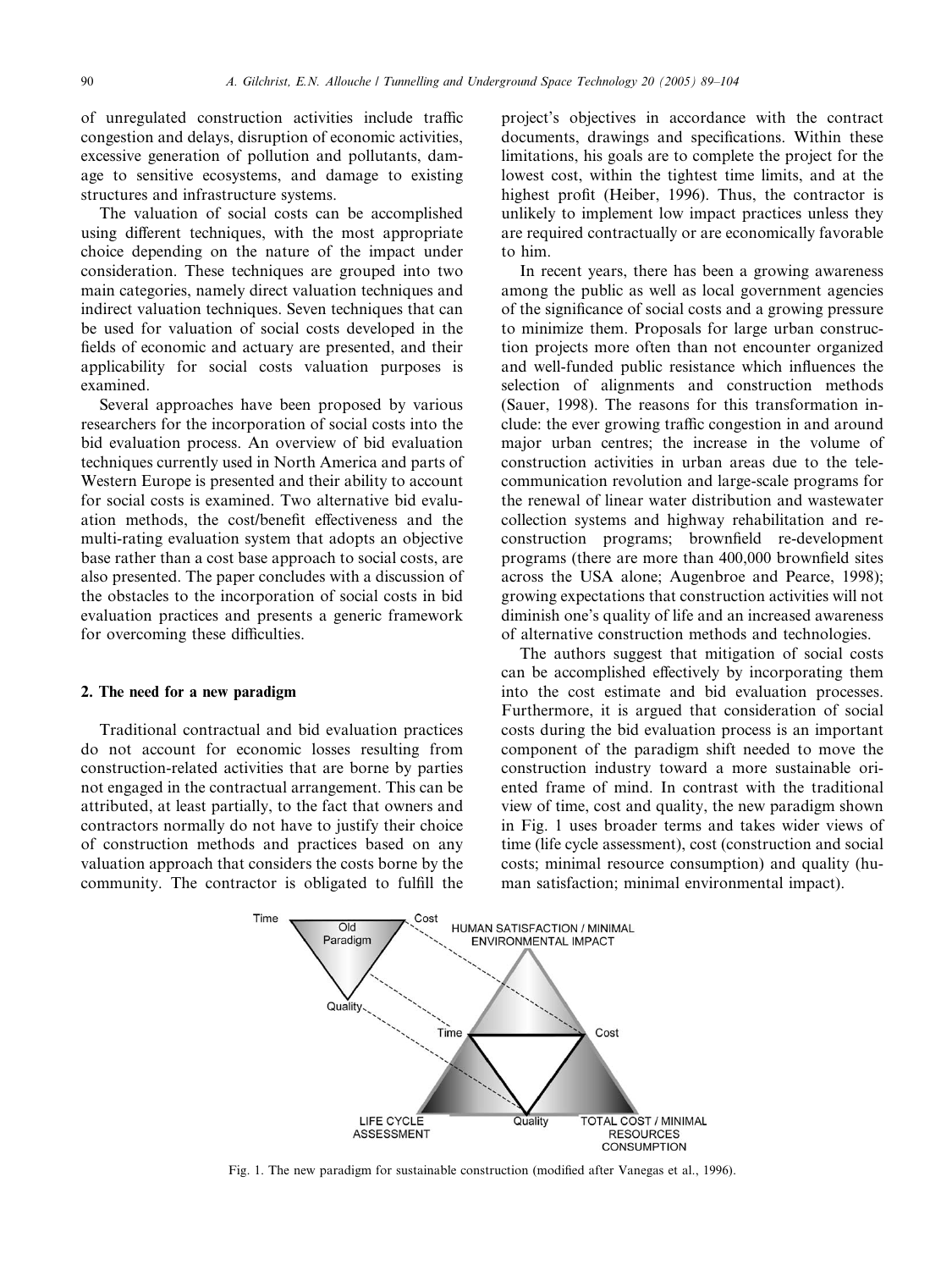of unregulated construction activities include traffic congestion and delays, disruption of economic activities, excessive generation of pollution and pollutants, damage to sensitive ecosystems, and damage to existing structures and infrastructure systems.

The valuation of social costs can be accomplished using different techniques, with the most appropriate choice depending on the nature of the impact under consideration. These techniques are grouped into two main categories, namely direct valuation techniques and indirect valuation techniques. Seven techniques that can be used for valuation of social costs developed in the fields of economic and actuary are presented, and their applicability for social costs valuation purposes is examined.

Several approaches have been proposed by various researchers for the incorporation of social costs into the bid evaluation process. An overview of bid evaluation techniques currently used in North America and parts of Western Europe is presented and their ability to account for social costs is examined. Two alternative bid evaluation methods, the cost/benefit effectiveness and the multi-rating evaluation system that adopts an objective base rather than a cost base approach to social costs, are also presented. The paper concludes with a discussion of the obstacles to the incorporation of social costs in bid evaluation practices and presents a generic framework for overcoming these difficulties.

## 2. The need for a new paradigm

Traditional contractual and bid evaluation practices do not account for economic losses resulting from construction-related activities that are borne by parties not engaged in the contractual arrangement. This can be attributed, at least partially, to the fact that owners and contractors normally do not have to justify their choice of construction methods and practices based on any valuation approach that considers the costs borne by the community. The contractor is obligated to fulfill the project's objectives in accordance with the contract documents, drawings and specifications. Within these limitations, his goals are to complete the project for the lowest cost, within the tightest time limits, and at the highest profit (Heiber, 1996). Thus, the contractor is unlikely to implement low impact practices unless they are required contractually or are economically favorable to him.

In recent years, there has been a growing awareness among the public as well as local government agencies of the significance of social costs and a growing pressure to minimize them. Proposals for large urban construction projects more often than not encounter organized and well-funded public resistance which influences the selection of alignments and construction methods (Sauer, 1998). The reasons for this transformation include: the ever growing traffic congestion in and around major urban centres; the increase in the volume of construction activities in urban areas due to the telecommunication revolution and large-scale programs for the renewal of linear water distribution and wastewater collection systems and highway rehabilitation and reconstruction programs; brownfield re-development programs (there are more than 400,000 brownfield sites across the USA alone; Augenbroe and Pearce, 1998); growing expectations that construction activities will not diminish one's quality of life and an increased awareness of alternative construction methods and technologies.

The authors suggest that mitigation of social costs can be accomplished effectively by incorporating them into the cost estimate and bid evaluation processes. Furthermore, it is argued that consideration of social costs during the bid evaluation process is an important component of the paradigm shift needed to move the construction industry toward a more sustainable oriented frame of mind. In contrast with the traditional view of time, cost and quality, the new paradigm shown in Fig. 1 uses broader terms and takes wider views of time (life cycle assessment), cost (construction and social costs; minimal resource consumption) and quality (human satisfaction; minimal environmental impact).

Time
Cost
Old Paradigm
Quality
HUMAN SATISFACTION / MINIMAL ENVIRONMENTAL IMPACT
Time
Cost
Quality
LIFE CYCLE ASSESSMENT
TOTAL COST / MINIMAL RESOURCES CONSUMPTION

Fig. 1. The new paradigm for sustainable construction (modified after Vanegas et al., 1996).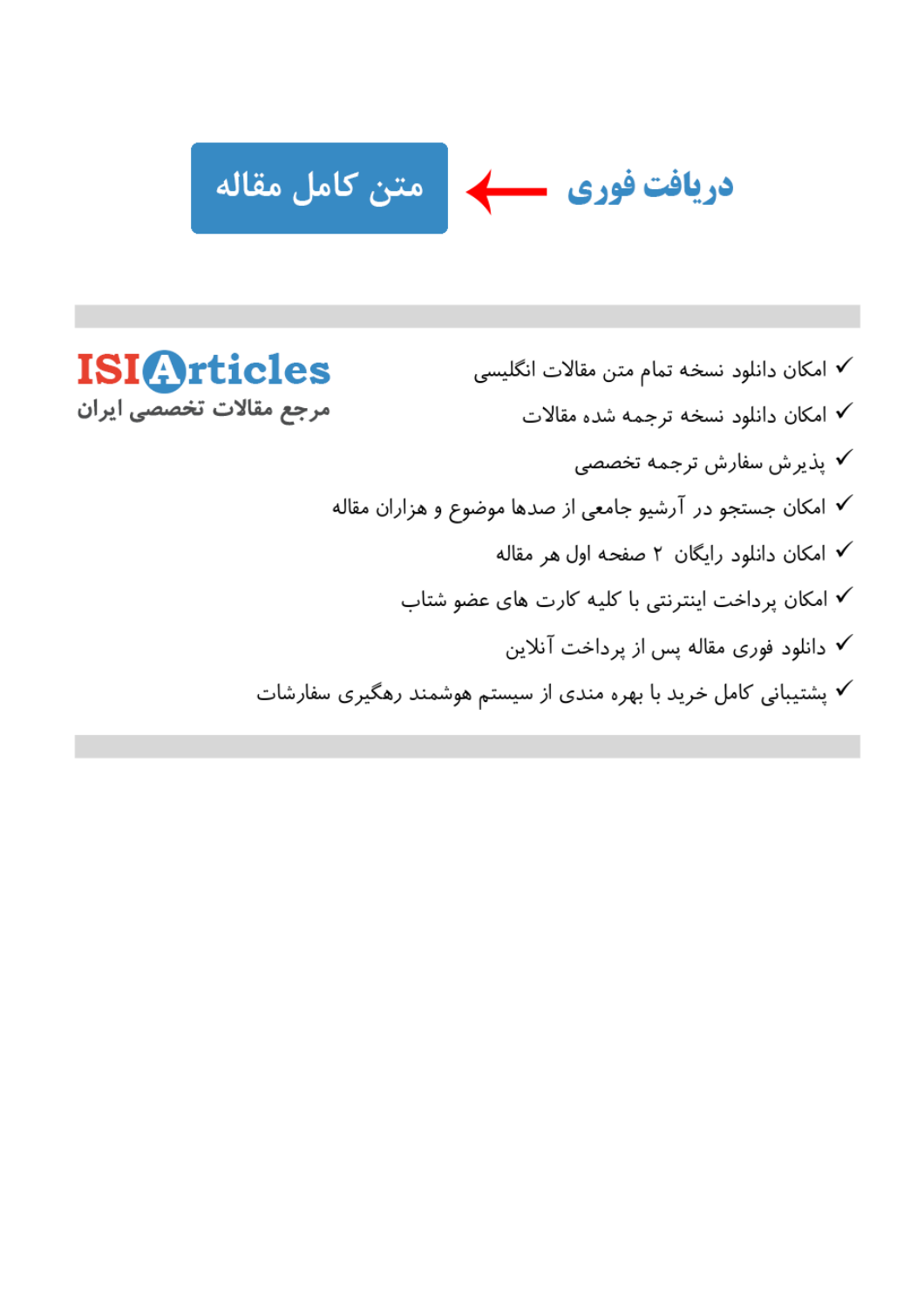دریافت فوری ← **متن کامل مقاله**

**ISIArticles**

**مرجع مقالات تخصصی ایران**

- ✓ امکان دانلود نسخه تمام متن مقالات انگلیسی
- ✓ امکان دانلود نسخه ترجمه شده مقالات
- ✓ پذیرش سفارش ترجمه تخصصی
- ✓ امکان جستجو در آرشیو جامعی از صدها موضوع و هزاران مقاله
- ✓ امکان دانلود رایگان ۲ صفحه اول هر مقاله
- ✓ امکان پرداخت اینترنتی با کلیه کارت های عضو شتاب
- ✓ دانلود فوری مقاله پس از پرداخت آنلاین
- ✓ پشتیبانی کامل خرید با بهره مندی از سیستم هوشمند رهگیری سفارشات